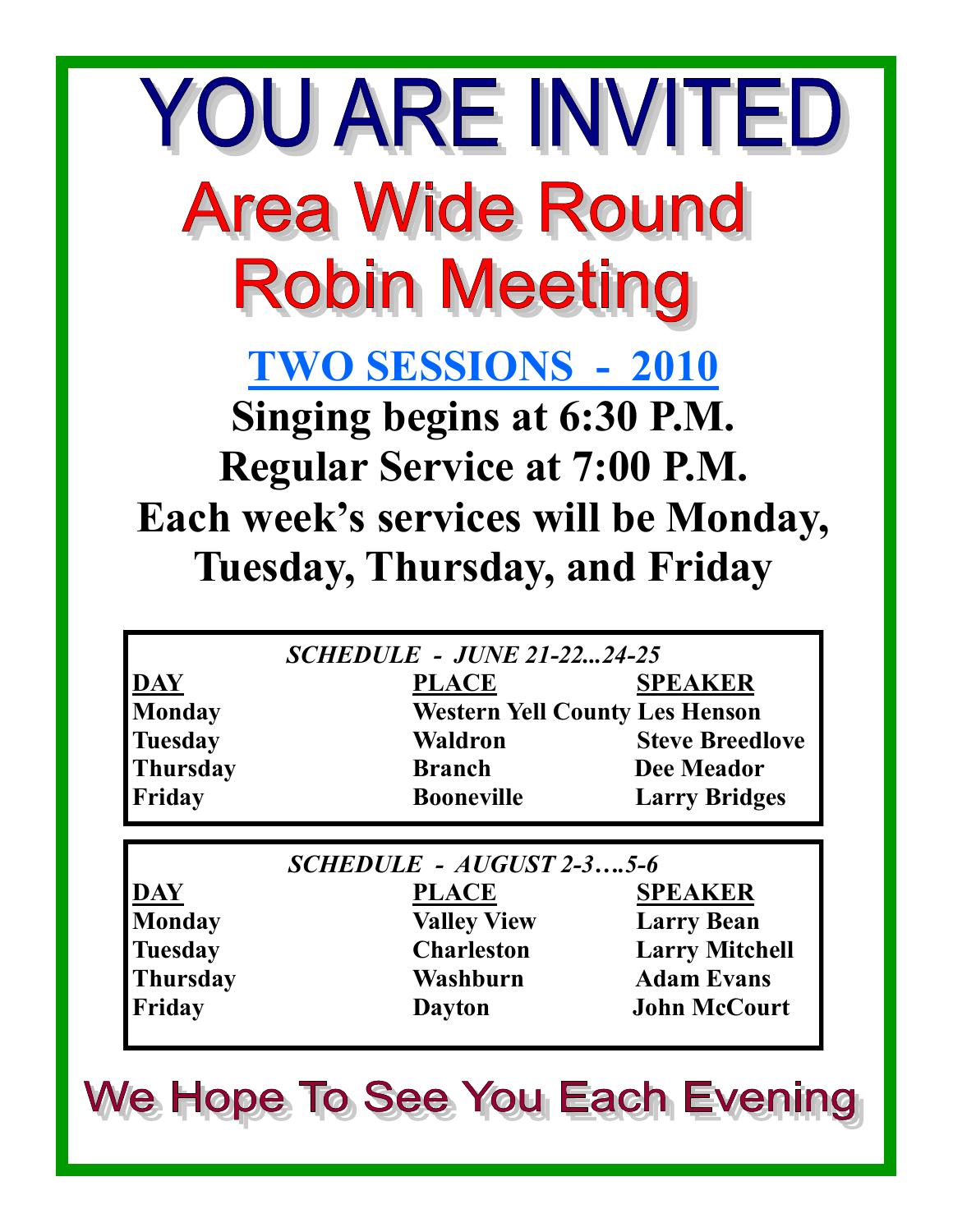# YOU ARE INVITED

# Area Wide Round Robin Meeting

## TWO SESSIONS - 2010

**Singing begins at 6:30 P.M.**

**Regular Service at 7:00 P.M.**

**Each week's services will be Monday, Tuesday, Thursday, and Friday**

*SCHEDULE - JUNE 21-22...24-25*

| DAY | PLACE | SPEAKER |
|---|---|---|
| Monday | Western Yell County | Les Henson |
| Tuesday | Waldron | Steve Breedlove |
| Thursday | Branch | Dee Meador |
| Friday | Booneville | Larry Bridges |

*SCHEDULE - AUGUST 2-3….5-6*

| DAY | PLACE | SPEAKER |
|---|---|---|
| Monday | Valley View | Larry Bean |
| Tuesday | Charleston | Larry Mitchell |
| Thursday | Washburn | Adam Evans |
| Friday | Dayton | John McCourt |

We Hope To See You Each Evening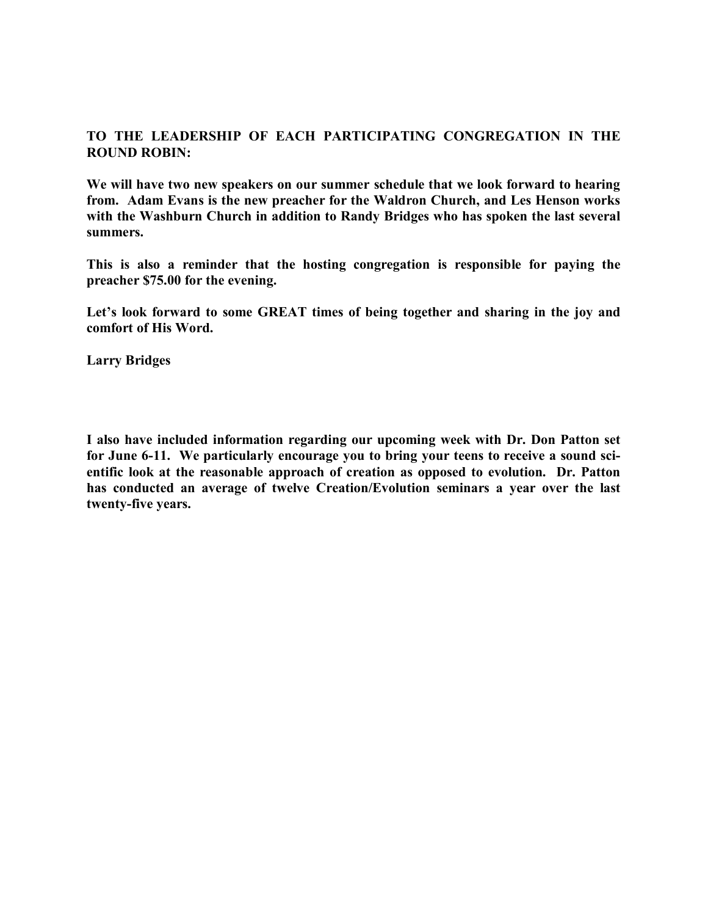**TO THE LEADERSHIP OF EACH PARTICIPATING CONGREGATION IN THE ROUND ROBIN:**

**We will have two new speakers on our summer schedule that we look forward to hearing from. Adam Evans is the new preacher for the Waldron Church, and Les Henson works with the Washburn Church in addition to Randy Bridges who has spoken the last several summers.**

**This is also a reminder that the hosting congregation is responsible for paying the preacher $75.00 for the evening.**

**Let's look forward to some GREAT times of being together and sharing in the joy and comfort of His Word.**

**Larry Bridges**

**I also have included information regarding our upcoming week with Dr. Don Patton set for June 6-11. We particularly encourage you to bring your teens to receive a sound scientific look at the reasonable approach of creation as opposed to evolution. Dr. Patton has conducted an average of twelve Creation/Evolution seminars a year over the last twenty-five years.**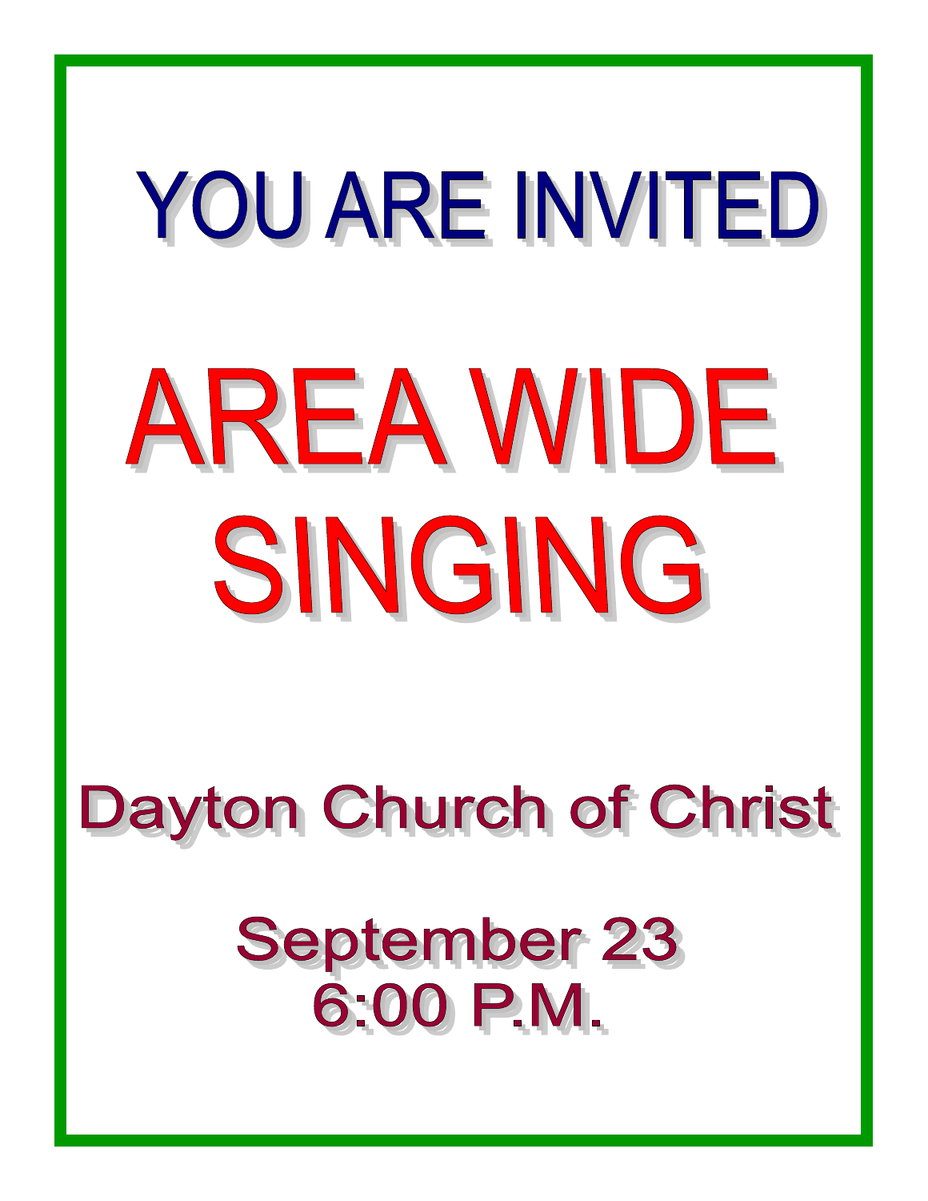# YOU ARE INVITED

# AREA WIDE SINGING

## Dayton Church of Christ

**September 23**
**6:00 P.M.**